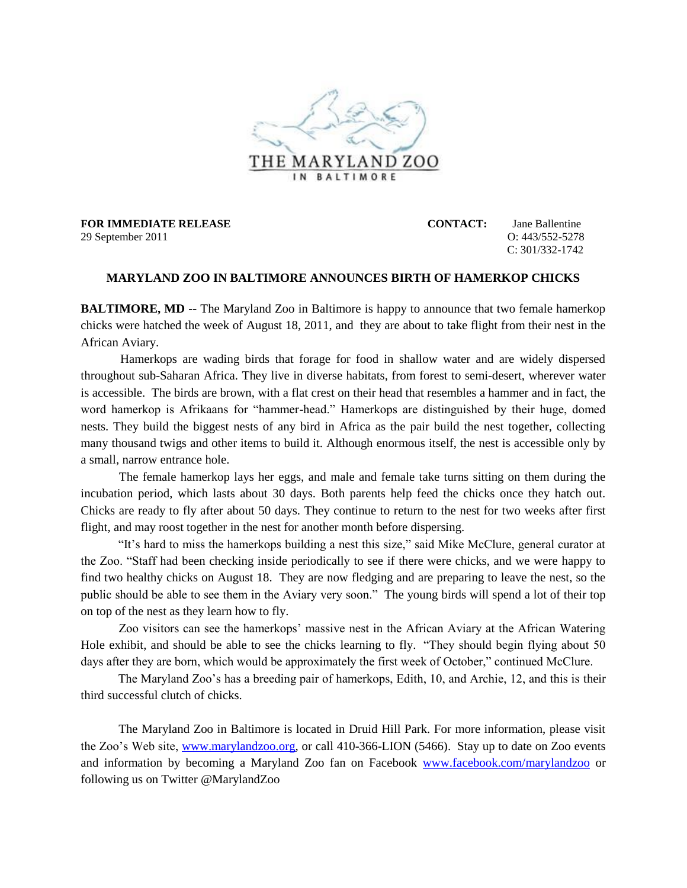THE MARYLAND ZOO

IN BALTIMORE

**FOR IMMEDIATE RELEASE**
29 September 2011

**CONTACT:** Jane Ballentine
O: 443/552-5278
C: 301/332-1742

## MARYLAND ZOO IN BALTIMORE ANNOUNCES BIRTH OF HAMERKOP CHICKS

**BALTIMORE, MD --** The Maryland Zoo in Baltimore is happy to announce that two female hamerkop chicks were hatched the week of August 18, 2011, and they are about to take flight from their nest in the African Aviary.

Hamerkops are wading birds that forage for food in shallow water and are widely dispersed throughout sub-Saharan Africa. They live in diverse habitats, from forest to semi-desert, wherever water is accessible. The birds are brown, with a flat crest on their head that resembles a hammer and in fact, the word hamerkop is Afrikaans for "hammer-head." Hamerkops are distinguished by their huge, domed nests. They build the biggest nests of any bird in Africa as the pair build the nest together, collecting many thousand twigs and other items to build it. Although enormous itself, the nest is accessible only by a small, narrow entrance hole.

The female hamerkop lays her eggs, and male and female take turns sitting on them during the incubation period, which lasts about 30 days. Both parents help feed the chicks once they hatch out. Chicks are ready to fly after about 50 days. They continue to return to the nest for two weeks after first flight, and may roost together in the nest for another month before dispersing.

"It's hard to miss the hamerkops building a nest this size," said Mike McClure, general curator at the Zoo. "Staff had been checking inside periodically to see if there were chicks, and we were happy to find two healthy chicks on August 18. They are now fledging and are preparing to leave the nest, so the public should be able to see them in the Aviary very soon." The young birds will spend a lot of their top on top of the nest as they learn how to fly.

Zoo visitors can see the hamerkops' massive nest in the African Aviary at the African Watering Hole exhibit, and should be able to see the chicks learning to fly. "They should begin flying about 50 days after they are born, which would be approximately the first week of October," continued McClure.

The Maryland Zoo's has a breeding pair of hamerkops, Edith, 10, and Archie, 12, and this is their third successful clutch of chicks.

The Maryland Zoo in Baltimore is located in Druid Hill Park. For more information, please visit the Zoo's Web site, www.marylandzoo.org, or call 410-366-LION (5466). Stay up to date on Zoo events and information by becoming a Maryland Zoo fan on Facebook www.facebook.com/marylandzoo or following us on Twitter @MarylandZoo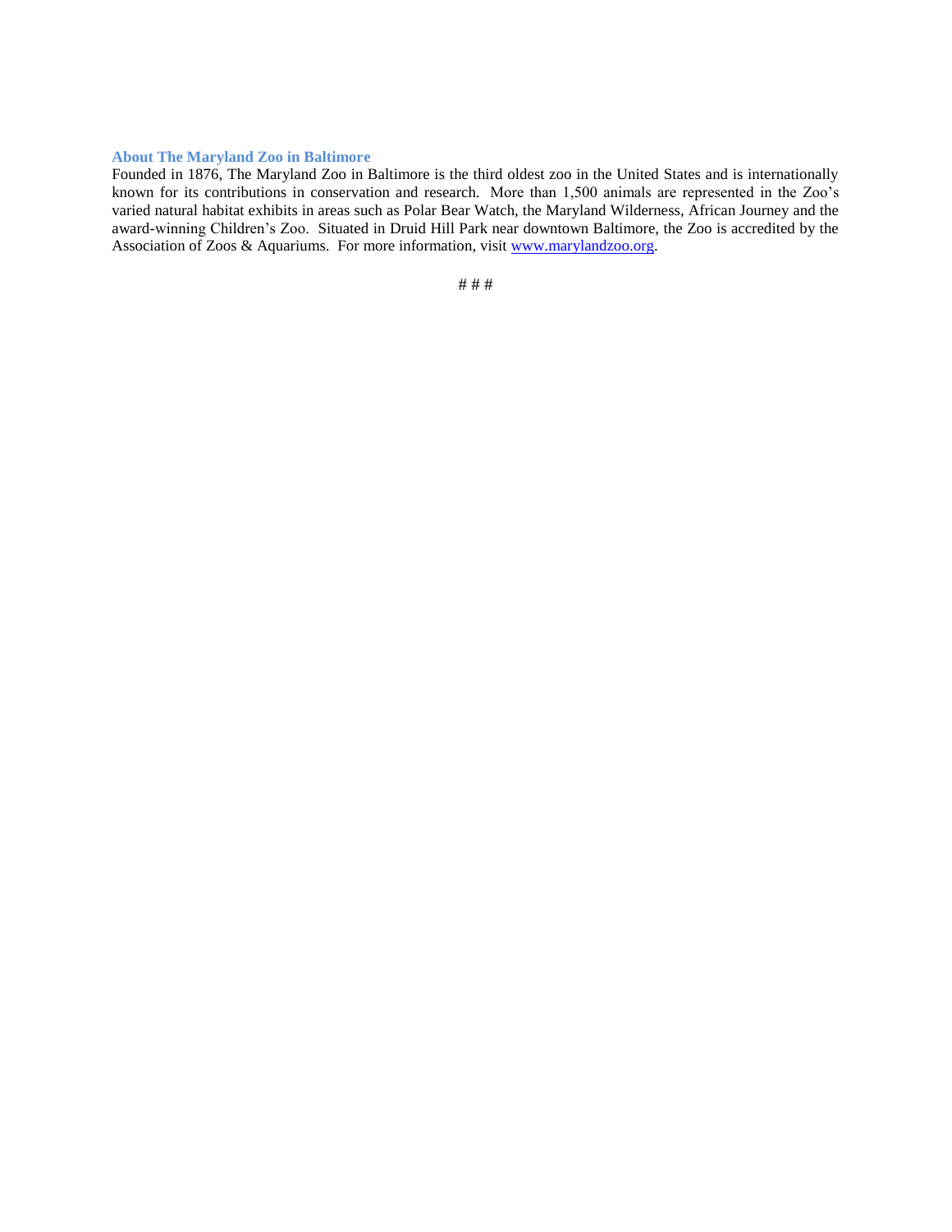**About The Maryland Zoo in Baltimore**

Founded in 1876, The Maryland Zoo in Baltimore is the third oldest zoo in the United States and is internationally known for its contributions in conservation and research. More than 1,500 animals are represented in the Zoo's varied natural habitat exhibits in areas such as Polar Bear Watch, the Maryland Wilderness, African Journey and the award-winning Children's Zoo. Situated in Druid Hill Park near downtown Baltimore, the Zoo is accredited by the Association of Zoos & Aquariums. For more information, visit [www.marylandzoo.org](http://www.marylandzoo.org).

# # #